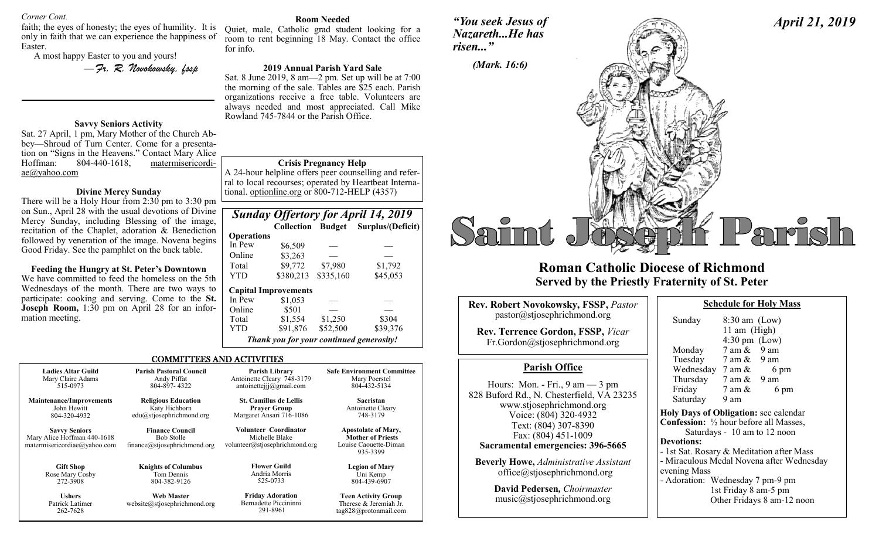*Corner Cont.*

faith; the eyes of honesty; the eyes of humility. It is only in faith that we can experience the happiness of Easter.

A most happy Easter to you and yours!

*—Fr. R. Novokowsky, fssp*

**Savvy Seniors Activity**

Sat. 27 April, 1 pm, Mary Mother of the Church Abbey—Shroud of Turn Center. Come for a presentation on "Signs in the Heavens." Contact Mary Alice Hoffman: 804-440-1618, matermisericordiae@yahoo.com

**Divine Mercy Sunday**

There will be a Holy Hour from 2:30 pm to 3:30 pm on Sun., April 28 with the usual devotions of Divine Mercy Sunday, including Blessing of the image, recitation of the Chaplet, adoration & Benediction followed by veneration of the image. Novena begins Good Friday. See the pamphlet on the back table.

**Feeding the Hungry at St. Peter's Downtown**

We have committed to feed the homeless on the 5th Wednesdays of the month. There are two ways to participate: cooking and serving. Come to the **St. Joseph Room,** 1:30 pm on April 28 for an information meeting.

**Room Needed**

Quiet, male, Catholic grad student looking for a room to rent beginning 18 May. Contact the office for info.

**2019 Annual Parish Yard Sale**

Sat. 8 June 2019, 8 am—2 pm. Set up will be at 7:00 the morning of the sale. Tables are $25 each. Parish organizations receive a free table. Volunteers are always needed and most appreciated. Call Mike Rowland 745-7844 or the Parish Office.

**Crisis Pregnancy Help**

A 24-hour helpline offers peer counselling and referral to local recourses; operated by Heartbeat International. optionline.org or 800-712-HELP (4357)

***Sunday Offertory for April 14, 2019***

| | Collection | Budget | Surplus/(Deficit) |
|---|---|---|---|
| **Operations** | | | |
| In Pew | $6,509 | — | — |
| Online | $3,263 | — | — |
| Total | $9,772 | $7,980 | $1,792 |
| YTD | $380,213 | $335,160 | $45,053 |
| **Capital Improvements** | | | |
| In Pew | $1,053 | — | — |
| Online | $501 | — | — |
| Total | $1,554 | $1,250 | $304 |
| YTD | $91,876 | $52,500 | $39,376 |

***Thank you for your continued generosity!***

## COMMITTEES AND ACTIVITIES

| | | | |
|---|---|---|---|
| **Ladies Altar Guild** Mary Claire Adams 515-0973 | **Parish Pastoral Council** Andy Piffat 804-897- 4322 | **Parish Library** Antoinette Cleary 748-3179 antoinettejjj@gmail.com | **Safe Environment Committee** Mary Poerstel 804-432-5134 |
| **Maintenance/Improvements** John Hewitt 804-320-4932 | **Religious Education** Katy Hichborn edu@stjosephrichmond.org | **St. Camillus de Lellis Prayer Group** Margaret Ansari 716-1086 | **Sacristan** Antoinette Cleary 748-3179 |
| **Savvy Seniors** Mary Alice Hoffman 440-1618 matermisericordiae@yahoo.com | **Finance Council** Bob Stolle finance@stjosephrichmond.org | **Volunteer Coordinator** Michelle Blake volunteer@stjosephrichmond.org | **Apostolate of Mary, Mother of Priests** Louise Caouette-Diman 935-3399 |
| **Gift Shop** Rose Mary Cosby 272-3908 | **Knights of Columbus** Tom Dennis 804-382-9126 | **Flower Guild** Andria Morris 525-0733 | **Legion of Mary** Uni Kemp 804-439-6907 |
| **Ushers** Patrick Latimer 262-7628 | **Web Master** website@stjosephrichmond.org | **Friday Adoration** Bernadette Piccininni 291-8961 | **Teen Activity Group** Therese & Jeremiah Jr. tag828@protonmail.com |

*"You seek Jesus of Nazareth...He has risen..."*

*(Mark. 16:6)*

*April 21, 2019*

# Saint Joseph Parish

## Roman Catholic Diocese of Richmond
## Served by the Priestly Fraternity of St. Peter

**Rev. Robert Novokowsky, FSSP,** *Pastor*
pastor@stjosephrichmond.org

**Rev. Terrence Gordon, FSSP,** *Vicar*
Fr.Gordon@stjosephrichmond.org

### Parish Office

Hours: Mon. - Fri., 9 am — 3 pm
828 Buford Rd., N. Chesterfield, VA 23235
www.stjosephrichmond.org
Voice: (804) 320-4932
Text: (804) 307-8390
Fax: (804) 451-1009
**Sacramental emergencies: 396-5665**

**Beverly Howe,** *Administrative Assistant*
office@stjosephrichmond.org

**David Pedersen,** *Choirmaster*
music@stjosephrichmond.org

### Schedule for Holy Mass

| | |
|---|---|
| Sunday | 8:30 am (Low) |
| | 11 am (High) |
| | 4:30 pm (Low) |
| Monday | 7 am & 9 am |
| Tuesday | 7 am & 9 am |
| Wednesday | 7 am & 6 pm |
| Thursday | 7 am & 9 am |
| Friday | 7 am & 6 pm |
| Saturday | 9 am |

**Holy Days of Obligation:** see calendar

**Confession:** ½ hour before all Masses, Saturdays - 10 am to 12 noon

**Devotions:**

- 1st Sat. Rosary & Meditation after Mass
- Miraculous Medal Novena after Wednesday evening Mass
- Adoration: Wednesday 7 pm-9 pm
  1st Friday 8 am-5 pm
  Other Fridays 8 am-12 noon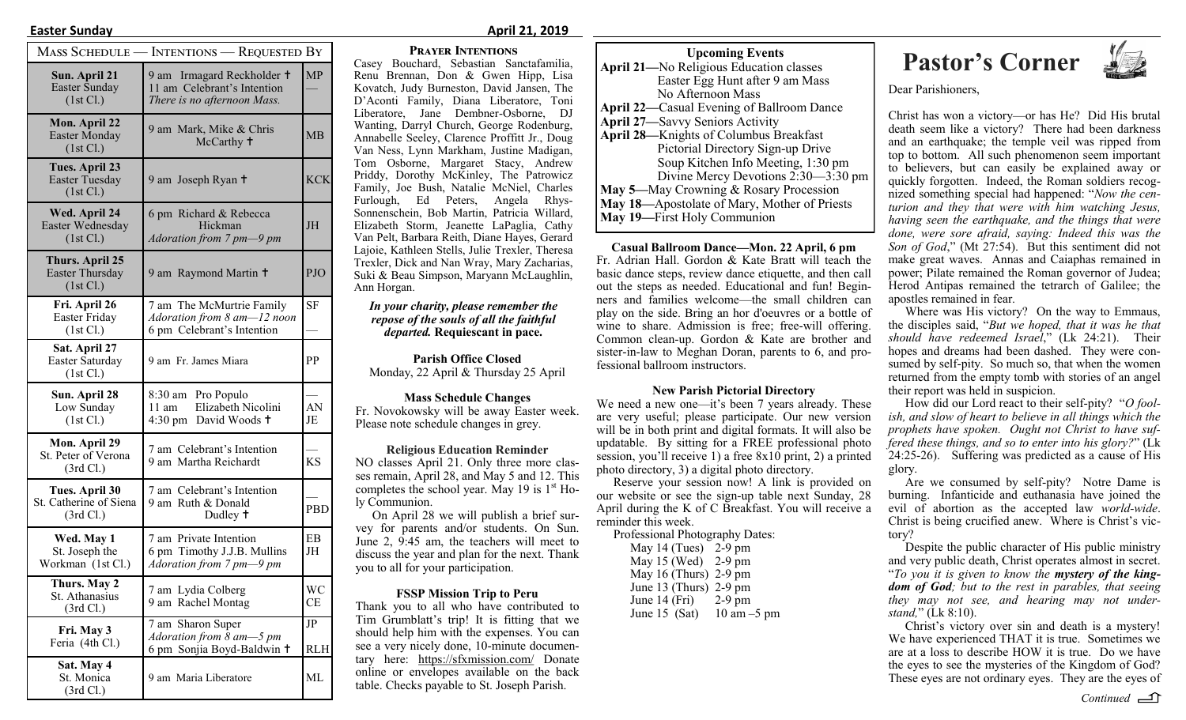| Mass Schedule — Intentions — Requested By | | |
|---|---|---|
| **Sun. April 21** Easter Sunday (1st Cl.) | 9 am Irmagard Reckholder ✝<br>11 am Celebrant's Intention<br>*There is no afternoon Mass.* | MP<br>— |
| **Mon. April 22** Easter Monday (1st Cl.) | 9 am Mark, Mike & Chris McCarthy ✝ | MB |
| **Tues. April 23** Easter Tuesday (1st Cl.) | 9 am Joseph Ryan ✝ | KCK |
| **Wed. April 24** Easter Wednesday (1st Cl.) | 6 pm Richard & Rebecca Hickman<br>*Adoration from 7 pm—9 pm* | JH |
| **Thurs. April 25** Easter Thursday (1st Cl.) | 9 am Raymond Martin ✝ | PJO |
| **Fri. April 26** Easter Friday (1st Cl.) | 7 am The McMurtrie Family<br>*Adoration from 8 am—12 noon*<br>6 pm Celebrant's Intention | SF<br>— |
| **Sat. April 27** Easter Saturday (1st Cl.) | 9 am Fr. James Miara | PP |
| **Sun. April 28** Low Sunday (1st Cl.) | 8:30 am Pro Populo<br>11 am Elizabeth Nicolini<br>4:30 pm David Woods ✝ | —<br>AN<br>JE |
| **Mon. April 29** St. Peter of Verona (3rd Cl.) | 7 am Celebrant's Intention<br>9 am Martha Reichardt | —<br>KS |
| **Tues. April 30** St. Catherine of Siena (3rd Cl.) | 7 am Celebrant's Intention<br>9 am Ruth & Donald Dudley ✝ | —<br>PBD |
| **Wed. May 1** St. Joseph the Workman (1st Cl.) | 7 am Private Intention<br>6 pm Timothy J.J.B. Mullins<br>*Adoration from 7 pm—9 pm* | EB<br>JH |
| **Thurs. May 2** St. Athanasius (3rd Cl.) | 7 am Lydia Colberg<br>9 am Rachel Montag | WC<br>CE |
| **Fri. May 3** Feria (4th Cl.) | 7 am Sharon Super<br>*Adoration from 8 am—5 pm*<br>6 pm Sonjia Boyd-Baldwin ✝ | JP<br>RLH |
| **Sat. May 4** St. Monica (3rd Cl.) | 9 am Maria Liberatore | ML |

## Prayer Intentions

Casey Bouchard, Sebastian Sanctafamilia, Renu Brennan, Don & Gwen Hipp, Lisa Kovatch, Judy Burneston, David Jansen, The D'Aconti Family, Diana Liberatore, Toni Liberatore, Jane Dembner-Osborne, DJ Wanting, Darryl Church, George Rodenburg, Annabelle Seeley, Clarence Proffitt Jr., Doug Van Ness, Lynn Markham, Justine Madigan, Tom Osborne, Margaret Stacy, Andrew Priddy, Dorothy McKinley, The Patrowicz Family, Joe Bush, Natalie McNiel, Charles Furlough, Ed Peters, Angela Rhys-Sonnenschein, Bob Martin, Patricia Willard, Elizabeth Storm, Jeanette LaPaglia, Cathy Van Pelt, Barbara Reith, Diane Hayes, Gerard Lajoie, Kathleen Stells, Julie Trexler, Theresa Trexler, Dick and Nan Wray, Mary Zacharias, Suki & Beau Simpson, Maryann McLaughlin, Ann Horgan.

***In your charity, please remember the repose of the souls of all the faithful departed.* Requiescant in pace.**

### Parish Office Closed

Monday, 22 April & Thursday 25 April

### Mass Schedule Changes

Fr. Novokowsky will be away Easter week. Please note schedule changes in grey.

### Religious Education Reminder

NO classes April 21. Only three more classes remain, April 28, and May 5 and 12. This completes the school year. May 19 is 1st Holy Communion.

On April 28 we will publish a brief survey for parents and/or students. On Sun. June 2, 9:45 am, the teachers will meet to discuss the year and plan for the next. Thank you to all for your participation.

### FSSP Mission Trip to Peru

Thank you to all who have contributed to Tim Grumblatt's trip! It is fitting that we should help him with the expenses. You can see a very nicely done, 10-minute documentary here: https://sfxmission.com/ Donate online or envelopes available on the back table. Checks payable to St. Joseph Parish.

### Upcoming Events

**April 21—**No Religious Education classes
Easter Egg Hunt after 9 am Mass
No Afternoon Mass
**April 22—**Casual Evening of Ballroom Dance
**April 27—**Savvy Seniors Activity
**April 28—**Knights of Columbus Breakfast
Pictorial Directory Sign-up Drive
Soup Kitchen Info Meeting, 1:30 pm
Divine Mercy Devotions 2:30—3:30 pm
**May 5—**May Crowning & Rosary Procession
**May 18—**Apostolate of Mary, Mother of Priests
**May 19—**First Holy Communion

### Casual Ballroom Dance—Mon. 22 April, 6 pm

Fr. Adrian Hall. Gordon & Kate Bratt will teach the basic dance steps, review dance etiquette, and then call out the steps as needed. Educational and fun! Beginners and families welcome—the small children can play on the side. Bring an hor d'oeuvres or a bottle of wine to share. Admission is free; free-will offering. Common clean-up. Gordon & Kate are brother and sister-in-law to Meghan Doran, parents to 6, and professional ballroom instructors.

### New Parish Pictorial Directory

We need a new one—it's been 7 years already. These are very useful; please participate. Our new version will be in both print and digital formats. It will also be updatable. By sitting for a FREE professional photo session, you'll receive 1) a free 8x10 print, 2) a printed photo directory, 3) a digital photo directory.

Reserve your session now! A link is provided on our website or see the sign-up table next Sunday, 28 April during the K of C Breakfast. You will receive a reminder this week.

Professional Photography Dates:
May 14 (Tues) 2-9 pm
May 15 (Wed) 2-9 pm
May 16 (Thurs) 2-9 pm
June 13 (Thurs) 2-9 pm
June 14 (Fri) 2-9 pm
June 15 (Sat) 10 am –5 pm

# Pastor's Corner

Dear Parishioners,

Christ has won a victory—or has He? Did His brutal death seem like a victory? There had been darkness and an earthquake; the temple veil was ripped from top to bottom. All such phenomenon seem important to believers, but can easily be explained away or quickly forgotten. Indeed, the Roman soldiers recognized something special had happened: "*Now the centurion and they that were with him watching Jesus, having seen the earthquake, and the things that were done, were sore afraid, saying: Indeed this was the Son of God*," (Mt 27:54). But this sentiment did not make great waves. Annas and Caiaphas remained in power; Pilate remained the Roman governor of Judea; Herod Antipas remained the tetrarch of Galilee; the apostles remained in fear.

Where was His victory? On the way to Emmaus, the disciples said, "*But we hoped, that it was he that should have redeemed Israel*," (Lk 24:21). Their hopes and dreams had been dashed. They were consumed by self-pity. So much so, that when the women returned from the empty tomb with stories of an angel their report was held in suspicion.

How did our Lord react to their self-pity? "*O foolish, and slow of heart to believe in all things which the prophets have spoken. Ought not Christ to have suffered these things, and so to enter into his glory?*" (Lk 24:25-26). Suffering was predicted as a cause of His glory.

Are we consumed by self-pity? Notre Dame is burning. Infanticide and euthanasia have joined the evil of abortion as the accepted law *world-wide*. Christ is being crucified anew. Where is Christ's victory?

Despite the public character of His public ministry and very public death, Christ operates almost in secret. "*To you it is given to know the **mystery of the kingdom of God**; but to the rest in parables, that seeing they may not see, and hearing may not understand,*" (Lk 8:10).

Christ's victory over sin and death is a mystery! We have experienced THAT it is true. Sometimes we are at a loss to describe HOW it is true. Do we have the eyes to see the mysteries of the Kingdom of God? These eyes are not ordinary eyes. They are the eyes of

*Continued*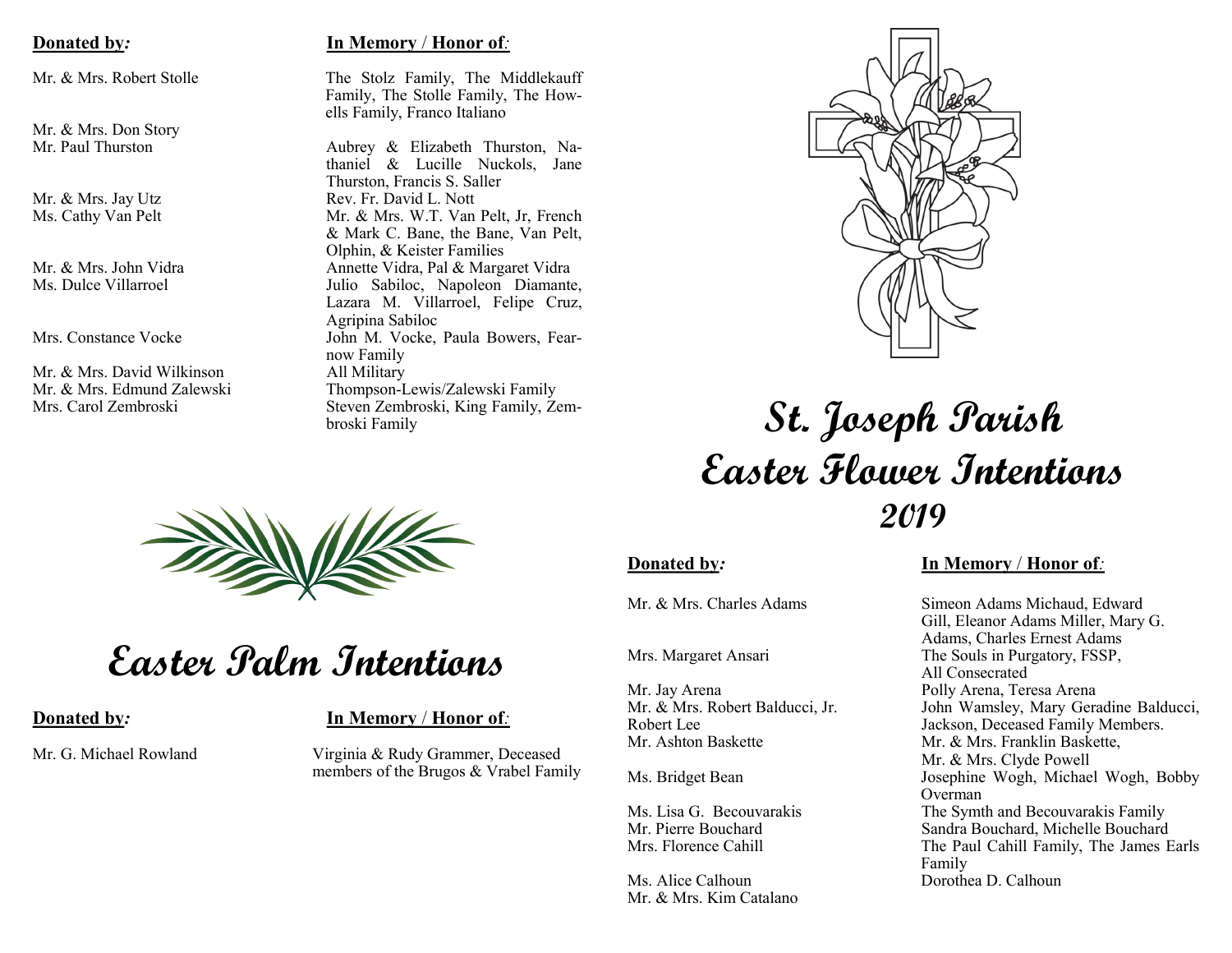| **Donated by:** | **In Memory / Honor of:** |
| --- | --- |
| Mr. & Mrs. Robert Stolle | The Stolz Family, The Middlekauff Family, The Stolle Family, The Howells Family, Franco Italiano |
| Mr. & Mrs. Don Story | |
| Mr. Paul Thurston | Aubrey & Elizabeth Thurston, Nathaniel & Lucille Nuckols, Jane Thurston, Francis S. Saller |
| Mr. & Mrs. Jay Utz | Rev. Fr. David L. Nott |
| Ms. Cathy Van Pelt | Mr. & Mrs. W.T. Van Pelt, Jr, French & Mark C. Bane, the Bane, Van Pelt, Olphin, & Keister Families |
| Mr. & Mrs. John Vidra | Annette Vidra, Pal & Margaret Vidra |
| Ms. Dulce Villarroel | Julio Sabiloc, Napoleon Diamante, Lazara M. Villarroel, Felipe Cruz, Agripina Sabiloc |
| Mrs. Constance Vocke | John M. Vocke, Paula Bowers, Fearnow Family |
| Mr. & Mrs. David Wilkinson | All Military |
| Mr. & Mrs. Edmund Zalewski | Thompson-Lewis/Zalewski Family |
| Mrs. Carol Zembroski | Steven Zembroski, King Family, Zembroski Family |

# Easter Palm Intentions

| **Donated by:** | **In Memory / Honor of:** |
| --- | --- |
| Mr. G. Michael Rowland | Virginia & Rudy Grammer, Deceased members of the Brugos & Vrabel Family |

# St. Joseph Parish Easter Flower Intentions 2019

| **Donated by:** | **In Memory / Honor of:** |
| --- | --- |
| Mr. & Mrs. Charles Adams | Simeon Adams Michaud, Edward Gill, Eleanor Adams Miller, Mary G. Adams, Charles Ernest Adams |
| Mrs. Margaret Ansari | The Souls in Purgatory, FSSP, All Consecrated |
| Mr. Jay Arena | Polly Arena, Teresa Arena |
| Mr. & Mrs. Robert Balducci, Jr. | John Wamsley, Mary Geradine Balducci, |
| Robert Lee | Jackson, Deceased Family Members. |
| Mr. Ashton Baskette | Mr. & Mrs. Franklin Baskette, Mr. & Mrs. Clyde Powell |
| Ms. Bridget Bean | Josephine Wogh, Michael Wogh, Bobby Overman |
| Ms. Lisa G. Becouvarakis | The Symth and Becouvarakis Family |
| Mr. Pierre Bouchard | Sandra Bouchard, Michelle Bouchard |
| Mrs. Florence Cahill | The Paul Cahill Family, The James Earls Family |
| Ms. Alice Calhoun | Dorothea D. Calhoun |
| Mr. & Mrs. Kim Catalano | |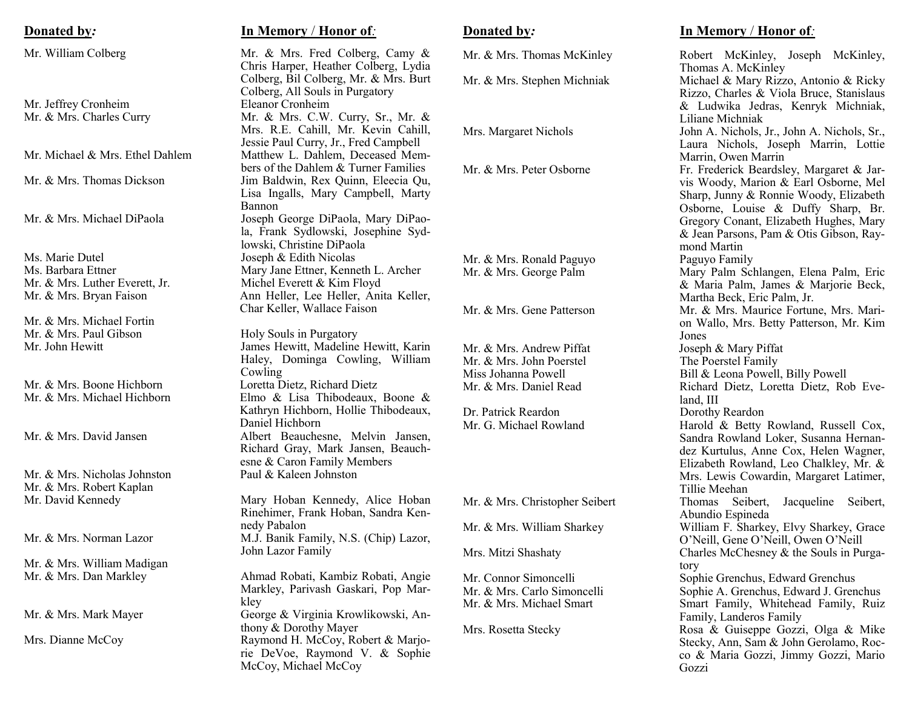| Donated by: | In Memory / Honor of: |
|---|---|
| Mr. William Colberg | Mr. & Mrs. Fred Colberg, Camy & Chris Harper, Heather Colberg, Lydia Colberg, Bil Colberg, Mr. & Mrs. Burt Colberg, All Souls in Purgatory |
| Mr. Jeffrey Cronheim | Eleanor Cronheim |
| Mr. & Mrs. Charles Curry | Mr. & Mrs. C.W. Curry, Sr., Mr. & Mrs. R.E. Cahill, Mr. Kevin Cahill, Jessie Paul Curry, Jr., Fred Campbell |
| Mr. Michael & Mrs. Ethel Dahlem | Matthew L. Dahlem, Deceased Members of the Dahlem & Turner Families |
| Mr. & Mrs. Thomas Dickson | Jim Baldwin, Rex Quinn, Eleecia Qu, Lisa Ingalls, Mary Campbell, Marty Bannon |
| Mr. & Mrs. Michael DiPaola | Joseph George DiPaola, Mary DiPaola, Frank Sydlowski, Josephine Sydlowski, Christine DiPaola |
| Ms. Marie Dutel | Joseph & Edith Nicolas |
| Ms. Barbara Ettner | Mary Jane Ettner, Kenneth L. Archer |
| Mr. & Mrs. Luther Everett, Jr. | Michel Everett & Kim Floyd |
| Mr. & Mrs. Bryan Faison | Ann Heller, Lee Heller, Anita Keller, Char Keller, Wallace Faison |
| Mr. & Mrs. Michael Fortin | |
| Mr. & Mrs. Paul Gibson | Holy Souls in Purgatory |
| Mr. John Hewitt | James Hewitt, Madeline Hewitt, Karin Haley, Dominga Cowling, William Cowling |
| Mr. & Mrs. Boone Hichborn | Loretta Dietz, Richard Dietz |
| Mr. & Mrs. Michael Hichborn | Elmo & Lisa Thibodeaux, Boone & Kathryn Hichborn, Hollie Thibodeaux, Daniel Hichborn |
| Mr. & Mrs. David Jansen | Albert Beauchesne, Melvin Jansen, Richard Gray, Mark Jansen, Beauchesne & Caron Family Members |
| Mr. & Mrs. Nicholas Johnston | Paul & Kaleen Johnston |
| Mr. & Mrs. Robert Kaplan | |
| Mr. David Kennedy | Mary Hoban Kennedy, Alice Hoban Rinehimer, Frank Hoban, Sandra Kennedy Pabalon |
| Mr. & Mrs. Norman Lazor | M.J. Banik Family, N.S. (Chip) Lazor, John Lazor Family |
| Mr. & Mrs. William Madigan | |
| Mr. & Mrs. Dan Markley | Ahmad Robati, Kambiz Robati, Angie Markley, Parivash Gaskari, Pop Markley |
| Mr. & Mrs. Mark Mayer | George & Virginia Krowlikowski, Anthony & Dorothy Mayer |
| Mrs. Dianne McCoy | Raymond H. McCoy, Robert & Marjorie DeVoe, Raymond V. & Sophie McCoy, Michael McCoy |
| Mr. & Mrs. Thomas McKinley | Robert McKinley, Joseph McKinley, Thomas A. McKinley |
| Mr. & Mrs. Stephen Michniak | Michael & Mary Rizzo, Antonio & Ricky Rizzo, Charles & Viola Bruce, Stanislaus & Ludwika Jedras, Kenryk Michniak, Liliane Michniak |
| Mrs. Margaret Nichols | John A. Nichols, Jr., John A. Nichols, Sr., Laura Nichols, Joseph Marrin, Lottie Marrin, Owen Marrin |
| Mr. & Mrs. Peter Osborne | Fr. Frederick Beardsley, Margaret & Jarvis Woody, Marion & Earl Osborne, Mel Sharp, Junny & Ronnie Woody, Elizabeth Osborne, Louise & Duffy Sharp, Br. Gregory Conant, Elizabeth Hughes, Mary & Jean Parsons, Pam & Otis Gibson, Raymond Martin |
| Mr. & Mrs. Ronald Paguyo | Paguyo Family |
| Mr. & Mrs. George Palm | Mary Palm Schlangen, Elena Palm, Eric & Maria Palm, James & Marjorie Beck, Martha Beck, Eric Palm, Jr. |
| Mr. & Mrs. Gene Patterson | Mr. & Mrs. Maurice Fortune, Mrs. Marion Wallo, Mrs. Betty Patterson, Mr. Kim Jones |
| Mr. & Mrs. Andrew Piffat | Joseph & Mary Piffat |
| Mr. & Mrs. John Poerstel | The Poerstel Family |
| Miss Johanna Powell | Bill & Leona Powell, Billy Powell |
| Mr. & Mrs. Daniel Read | Richard Dietz, Loretta Dietz, Rob Eveland, III |
| Dr. Patrick Reardon | Dorothy Reardon |
| Mr. G. Michael Rowland | Harold & Betty Rowland, Russell Cox, Sandra Rowland Loker, Susanna Hernandez Kurtulus, Anne Cox, Helen Wagner, Elizabeth Rowland, Leo Chalkley, Mr. & Mrs. Lewis Cowardin, Margaret Latimer, Tillie Meehan |
| Mr. & Mrs. Christopher Seibert | Thomas Seibert, Jacqueline Seibert, Abundio Espineda |
| Mr. & Mrs. William Sharkey | William F. Sharkey, Elvy Sharkey, Grace O'Neill, Gene O'Neill, Owen O'Neill |
| Mrs. Mitzi Shashaty | Charles McChesney & the Souls in Purgatory |
| Mr. Connor Simoncelli | Sophie Grenchus, Edward Grenchus |
| Mr. & Mrs. Carlo Simoncelli | Sophie A. Grenchus, Edward J. Grenchus |
| Mr. & Mrs. Michael Smart | Smart Family, Whitehead Family, Ruiz Family, Landeros Family |
| Mrs. Rosetta Stecky | Rosa & Guiseppe Gozzi, Olga & Mike Stecky, Ann, Sam & John Gerolamo, Rocco & Maria Gozzi, Jimmy Gozzi, Mario Gozzi |